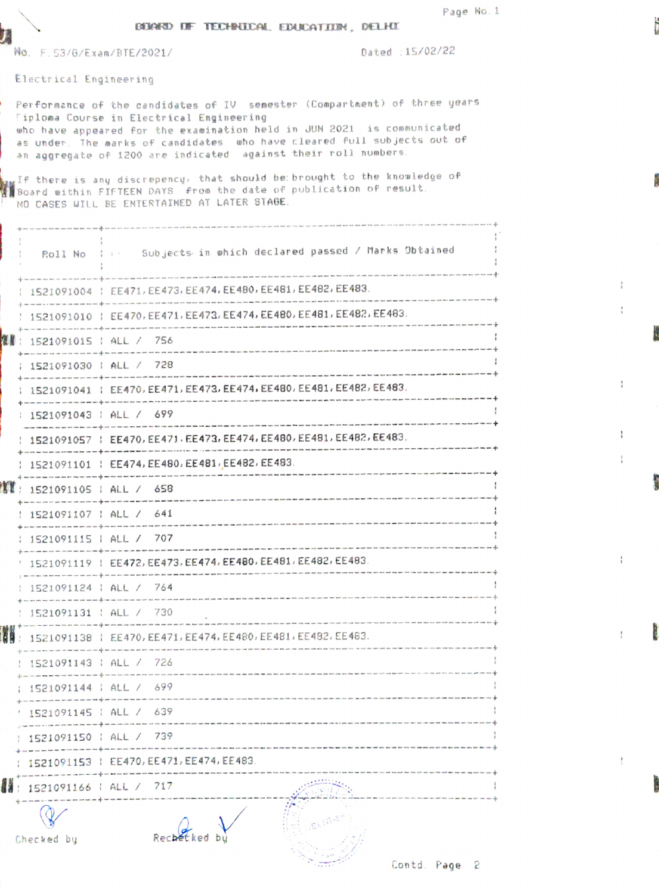# BOARD OF TECHNICAL EDUCATION, DELHI

No. F.53/G/Exam/BTE/2021/ Dated :15/02/22

Electrical Engineering

Performance of the candidates of IV semester (Compartment) of three years Diploma Course in Electrical Engineering who have appeared for the examination held in JUN 2021 is communicated as under. The marks of candidates who have cleared full subjects out of an aggregate of 1200 are indicated against their roll numbers.

If there is any discrepency, that should be brought to the knowledge of Board within FIFTEEN DAYS from the date of publication of result. NO CASES WILL BE ENTERTAINED AT LATER STAGE.

| Roll No | Subjects in which declared passed / Marks Obtained |
| --- | --- |
| 1521091004 | EE471, EE473, EE474, EE480, EE481, EE482, EE483. |
| 1521091010 | EE470, EE471, EE473, EE474, EE480, EE481, EE482, EE483. |
| 1521091015 | ALL / 756 |
| 1521091030 | ALL / 728 |
| 1521091041 | EE470, EE471, EE473, EE474, EE480, EE481, EE482, EE483. |
| 1521091043 | ALL / 699 |
| 1521091057 | EE470, EE471, EE473, EE474, EE480, EE481, EE482, EE483. |
| 1521091101 | EE474, EE480, EE481, EE482, EE483. |
| 1521091105 | ALL / 658 |
| 1521091107 | ALL / 641 |
| 1521091115 | ALL / 707 |
| 1521091119 | EE472, EE473, EE474, EE480, EE481, EE482, EE483. |
| 1521091124 | ALL / 764 |
| 1521091131 | ALL / 730 |
| 1521091138 | EE470, EE471, EE474, EE480, EE481, EE482, EE483. |
| 1521091143 | ALL / 726 |
| 1521091144 | ALL / 699 |
| 1521091145 | ALL / 639 |
| 1521091150 | ALL / 739 |
| 1521091153 | EE470, EE471, EE474, EE483. |
| 1521091166 | ALL / 717 |

Checked by Rechecked by

Contd. Page 2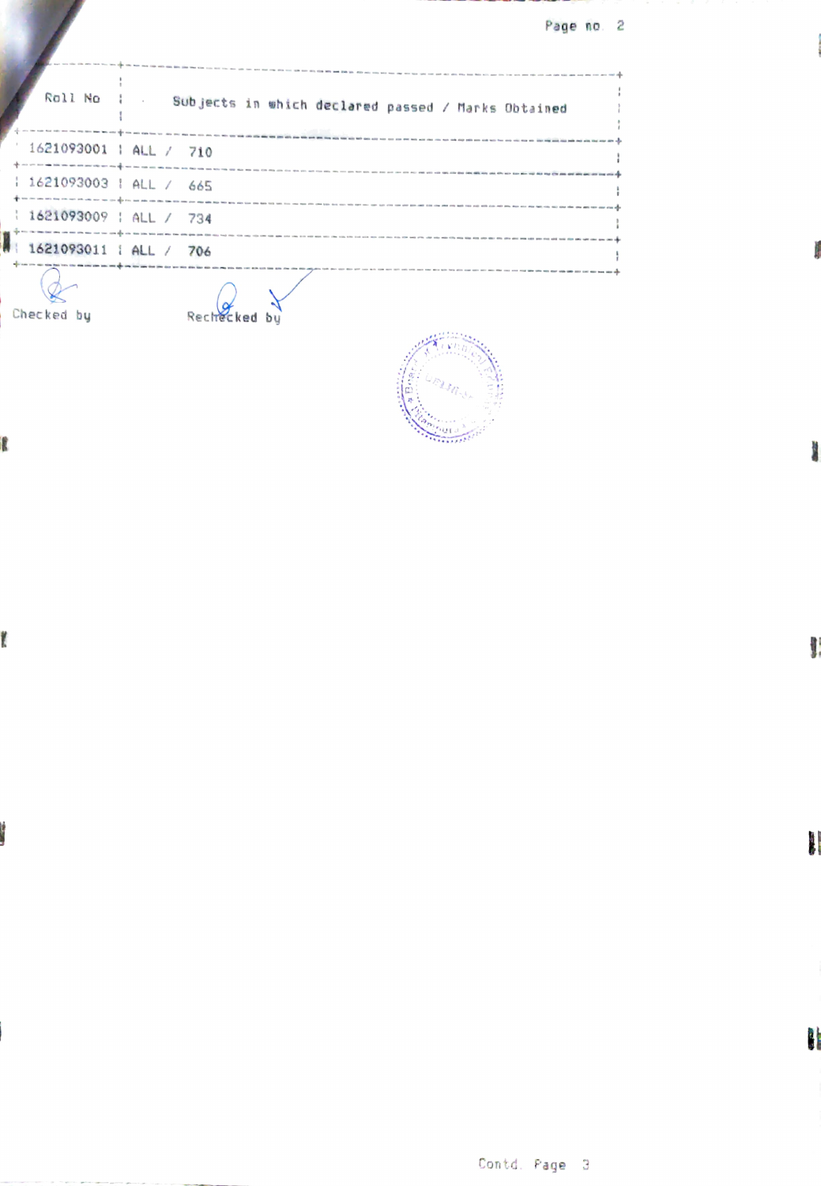| Roll No | Subjects in which declared passed / Marks Obtained |
|---|---|
| 1621093001 | ALL / 710 |
| 1621093003 | ALL / 665 |
| 1621093009 | ALL / 734 |
| 1621093011 | ALL / 706 |

Checked by

Rechecked by

Contd. Page 3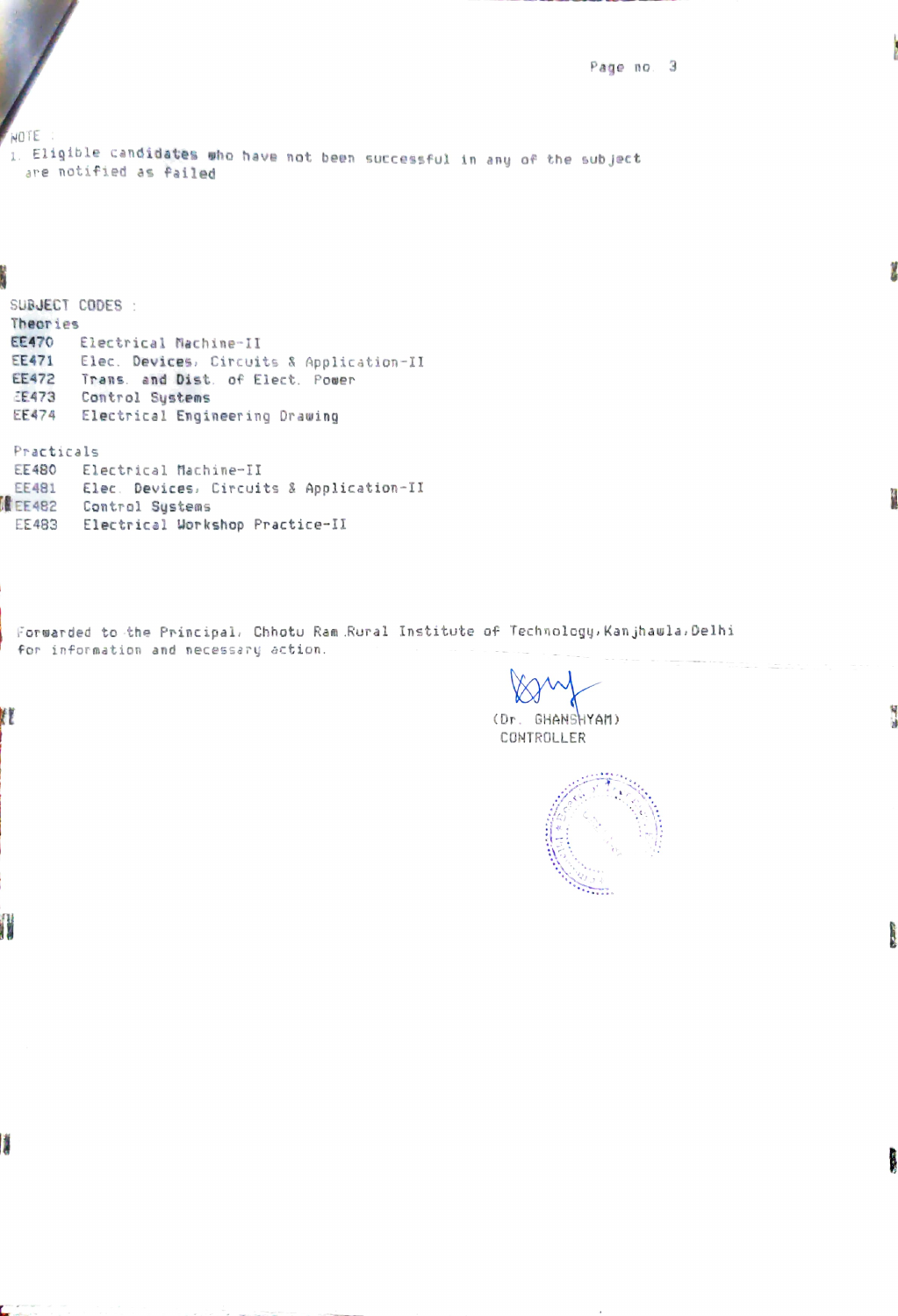NOTE :
1. Eligible candidates who have not been successful in any of the subject are notified as failed

SUBJECT CODES :

Theories

| | |
|---|---|
| EE470 | Electrical Machine-II |
| EE471 | Elec. Devices, Circuits & Application-II |
| EE472 | Trans. and Dist. of Elect. Power |
| EE473 | Control Systems |
| EE474 | Electrical Engineering Drawing |

Practicals

| | |
|---|---|
| EE480 | Electrical Machine-II |
| EE481 | Elec. Devices, Circuits & Application-II |
| EE482 | Control Systems |
| EE483 | Electrical Workshop Practice-II |

Forwarded to the Principal, Chhotu Ram Rural Institute of Technology, Kanjhawla, Delhi for information and necessary action.

(Dr. GHANSHYAM)
CONTROLLER